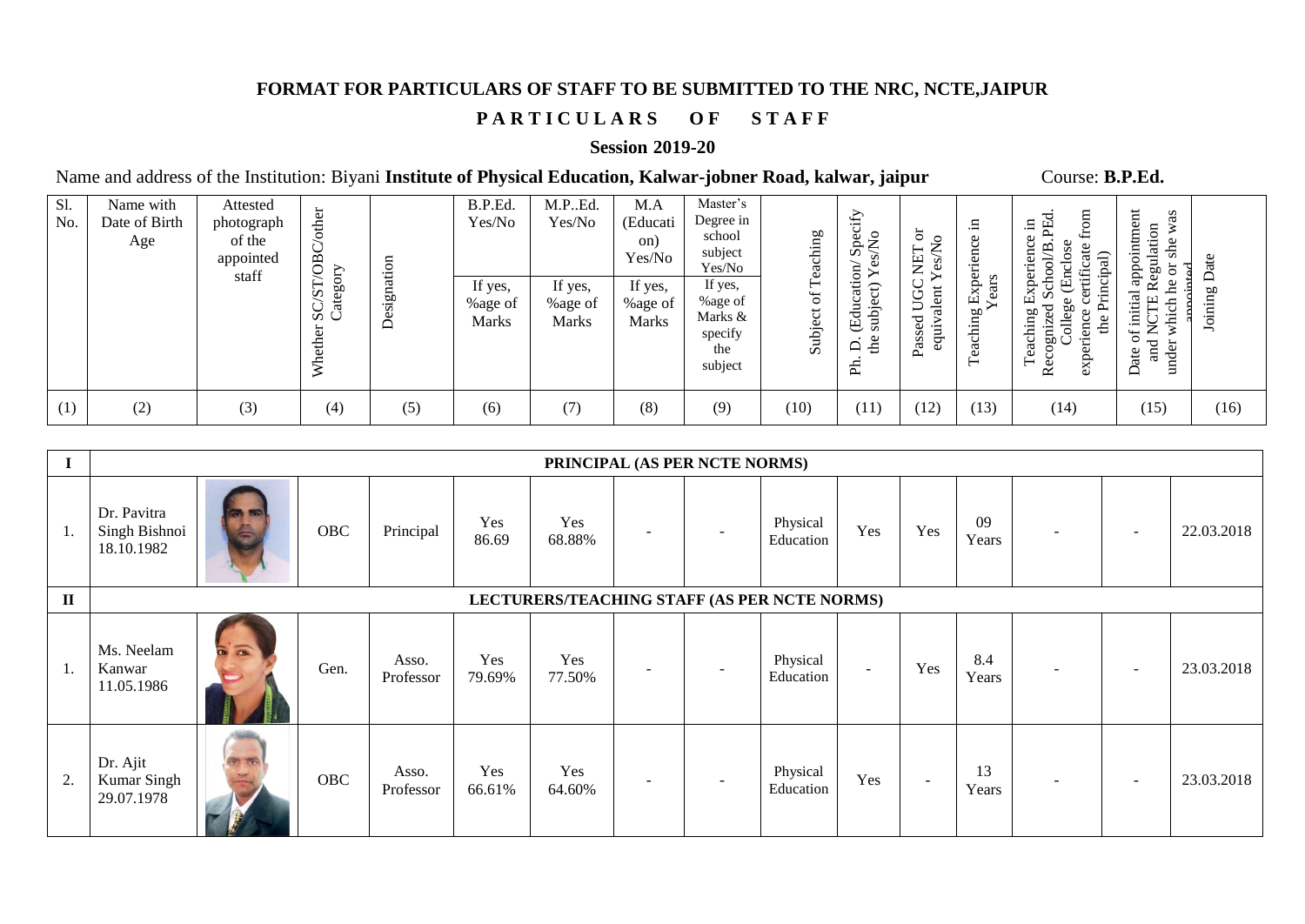# FORMAT FOR PARTICULARS OF STAFF TO BE SUBMITTED TO THE NRC, NCTE,JAIPUR

## P A R T I C U L A R S O F S T A F F

### Session 2019-20

Name and address of the Institution: Biyani **Institute of Physical Education, Kalwar-jobner Road, kalwar, jaipur** Course: **B.P.Ed.**

| Sl. No. | Name with Date of Birth Age | Attested photograph of the appointed staff | Whether SC/ST/OBC/other Category | Designation | B.P.Ed. Yes/No If yes, %age of Marks | M.P..Ed. Yes/No If yes, %age of Marks | M.A (Education) Yes/No If yes, %age of Marks | Master's Degree in school subject Yes/No If yes, %age of Marks & specify the subject | Subject of Teaching | Ph. D. (Education/ Specify the subject) Yes/No | Passed UGC NET or equivalent Yes/No | Teaching Experience in Years | Teaching Experience in Recognized School/B.PEd. College (Enclose experience certificate from the Principal) | Date of initial appointment and NCTE Regulation under which he or she was appointed | Joining Date |
|---|---|---|---|---|---|---|---|---|---|---|---|---|---|---|---|
| (1) | (2) | (3) | (4) | (5) | (6) | (7) | (8) | (9) | (10) | (11) | (12) | (13) | (14) | (15) | (16) |
| **I** | **PRINCIPAL (AS PER NCTE NORMS)** | | | | | | | | | | | | | | |
| 1. | Dr. Pavitra Singh Bishnoi 18.10.1982 | | OBC | Principal | Yes 86.69 | Yes 68.88% | - | - | Physical Education | Yes | Yes | 09 Years | - | - | 22.03.2018 |
| **II** | **LECTURERS/TEACHING STAFF (AS PER NCTE NORMS)** | | | | | | | | | | | | | | |
| 1. | Ms. Neelam Kanwar 11.05.1986 | | Gen. | Asso. Professor | Yes 79.69% | Yes 77.50% | - | - | Physical Education | - | Yes | 8.4 Years | - | - | 23.03.2018 |
| 2. | Dr. Ajit Kumar Singh 29.07.1978 | | OBC | Asso. Professor | Yes 66.61% | Yes 64.60% | - | - | Physical Education | Yes | - | 13 Years | - | - | 23.03.2018 |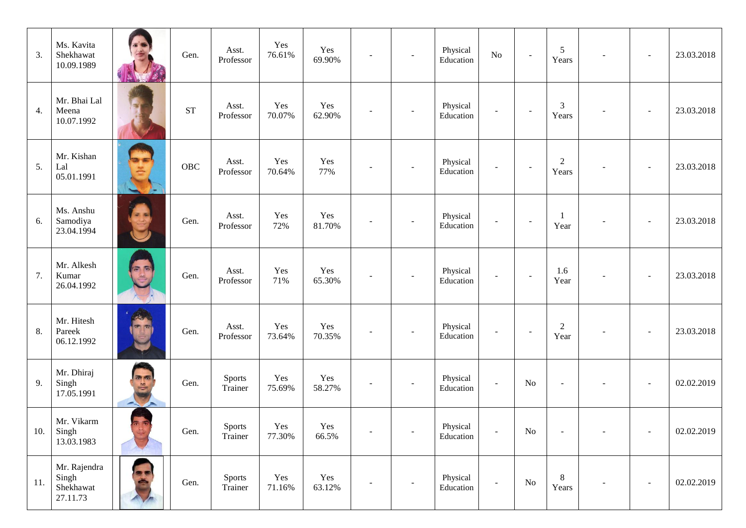| 3. | Ms. Kavita Shekhawat 10.09.1989 | | Gen. | Asst. Professor | Yes 76.61% | Yes 69.90% | - | - | Physical Education | No | - | 5 Years | - | - | 23.03.2018 |
|---|---|---|---|---|---|---|---|---|---|---|---|---|---|---|---|
| 4. | Mr. Bhai Lal Meena 10.07.1992 | | ST | Asst. Professor | Yes 70.07% | Yes 62.90% | - | - | Physical Education | - | - | 3 Years | - | - | 23.03.2018 |
| 5. | Mr. Kishan Lal 05.01.1991 | | OBC | Asst. Professor | Yes 70.64% | Yes 77% | - | - | Physical Education | - | - | 2 Years | - | - | 23.03.2018 |
| 6. | Ms. Anshu Samodiya 23.04.1994 | | Gen. | Asst. Professor | Yes 72% | Yes 81.70% | - | - | Physical Education | - | - | 1 Year | - | - | 23.03.2018 |
| 7. | Mr. Alkesh Kumar 26.04.1992 | | Gen. | Asst. Professor | Yes 71% | Yes 65.30% | - | - | Physical Education | - | - | 1.6 Year | - | - | 23.03.2018 |
| 8. | Mr. Hitesh Pareek 06.12.1992 | | Gen. | Asst. Professor | Yes 73.64% | Yes 70.35% | - | - | Physical Education | - | - | 2 Year | - | - | 23.03.2018 |
| 9. | Mr. Dhiraj Singh 17.05.1991 | | Gen. | Sports Trainer | Yes 75.69% | Yes 58.27% | - | - | Physical Education | - | No | - | - | - | 02.02.2019 |
| 10. | Mr. Vikarm Singh 13.03.1983 | | Gen. | Sports Trainer | Yes 77.30% | Yes 66.5% | - | - | Physical Education | - | No | - | - | - | 02.02.2019 |
| 11. | Mr. Rajendra Singh Shekhawat 27.11.73 | | Gen. | Sports Trainer | Yes 71.16% | Yes 63.12% | - | - | Physical Education | - | No | 8 Years | - | - | 02.02.2019 |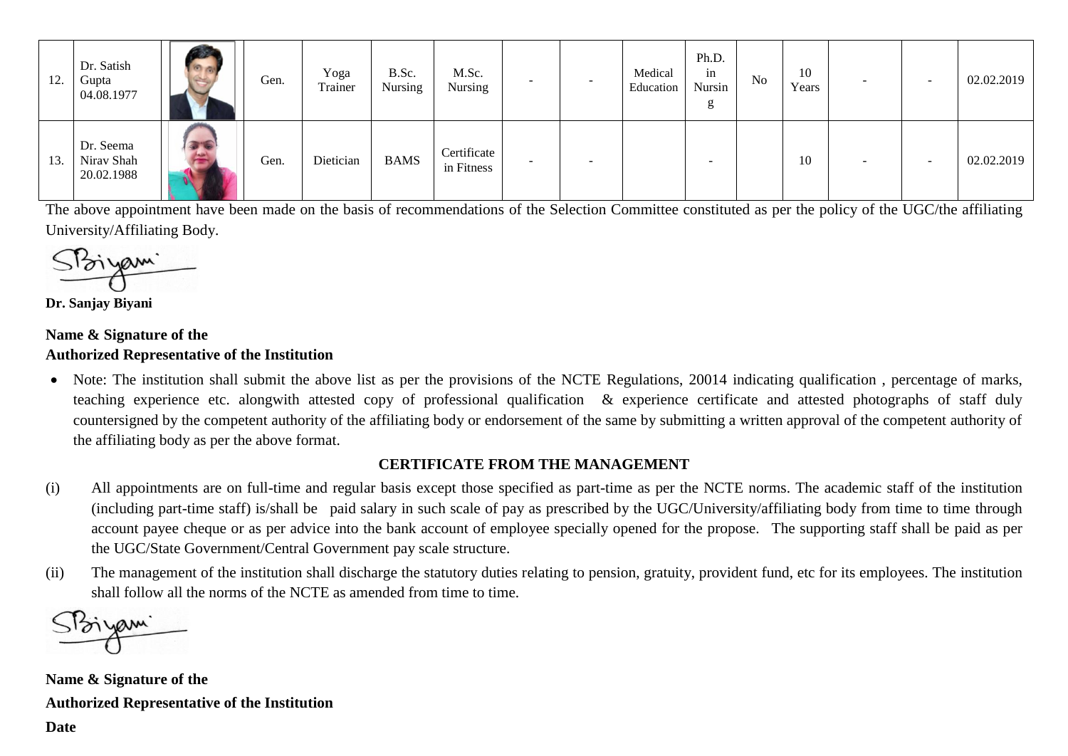| | | | | | | | | | | | | | | | |
|---|---|---|---|---|---|---|---|---|---|---|---|---|---|---|---|
| 12. | Dr. Satish Gupta 04.08.1977 | | Gen. | Yoga Trainer | B.Sc. Nursing | M.Sc. Nursing | - | - | Medical Education | Ph.D. in Nursing | No | 10 Years | - | - | 02.02.2019 |
| 13. | Dr. Seema Nirav Shah 20.02.1988 | | Gen. | Dietician | BAMS | Certificate in Fitness | - | - | | - | | 10 | - | - | 02.02.2019 |

The above appointment have been made on the basis of recommendations of the Selection Committee constituted as per the policy of the UGC/the affiliating University/Affiliating Body.

**Dr. Sanjay Biyani**

**Name & Signature of the**
**Authorized Representative of the Institution**

- Note: The institution shall submit the above list as per the provisions of the NCTE Regulations, 20014 indicating qualification , percentage of marks, teaching experience etc. alongwith attested copy of professional qualification & experience certificate and attested photographs of staff duly countersigned by the competent authority of the affiliating body or endorsement of the same by submitting a written approval of the competent authority of the affiliating body as per the above format.

**CERTIFICATE FROM THE MANAGEMENT**

(i) All appointments are on full-time and regular basis except those specified as part-time as per the NCTE norms. The academic staff of the institution (including part-time staff) is/shall be paid salary in such scale of pay as prescribed by the UGC/University/affiliating body from time to time through account payee cheque or as per advice into the bank account of employee specially opened for the propose. The supporting staff shall be paid as per the UGC/State Government/Central Government pay scale structure.

(ii) The management of the institution shall discharge the statutory duties relating to pension, gratuity, provident fund, etc for its employees. The institution shall follow all the norms of the NCTE as amended from time to time.

**Name & Signature of the**

**Authorized Representative of the Institution**

**Date**